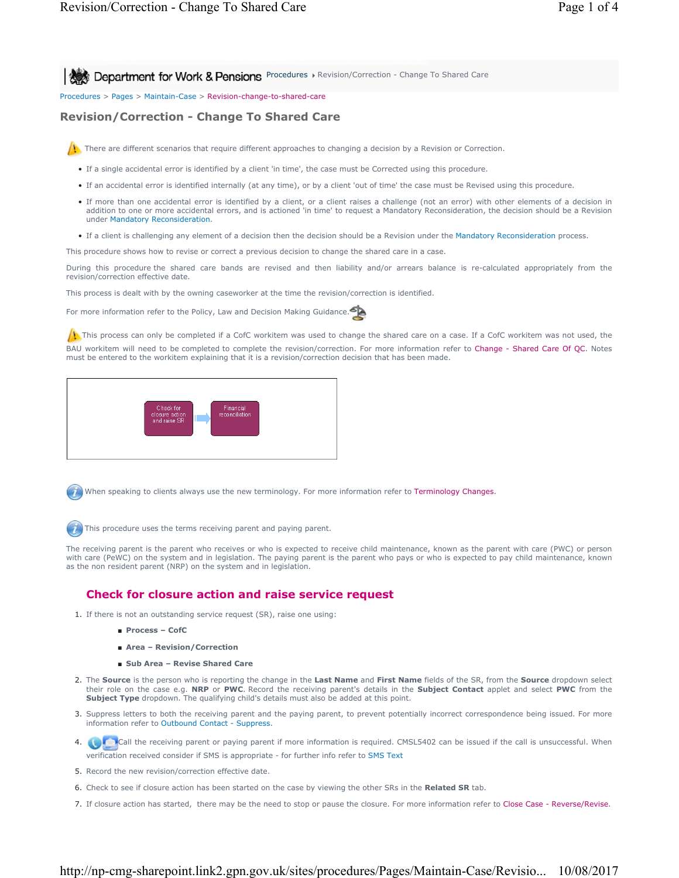Department for Work & Pensions Procedures › Revision/Correction - Change To Shared Care

Procedures > Pages > Maintain-Case > Revision-change-to-shared-care

# Revision/Correction - Change To Shared Care

There are different scenarios that require different approaches to changing a decision by a Revision or Correction.

- If a single accidental error is identified by a client 'in time', the case must be Corrected using this procedure.
- If an accidental error is identified internally (at any time), or by a client 'out of time' the case must be Revised using this procedure.
- If more than one accidental error is identified by a client, or a client raises a challenge (not an error) with other elements of a decision in addition to one or more accidental errors, and is actioned 'in time' to request a Mandatory Reconsideration, the decision should be a Revision under Mandatory Reconsideration.
- If a client is challenging any element of a decision then the decision should be a Revision under the Mandatory Reconsideration process.

This procedure shows how to revise or correct a previous decision to change the shared care in a case.

During this procedure the shared care bands are revised and then liability and/or arrears balance is re-calculated appropriately from the revision/correction effective date.

This process is dealt with by the owning caseworker at the time the revision/correction is identified.

For more information refer to the Policy, Law and Decision Making Guidance.

This process can only be completed if a CofC workitem was used to change the shared care on a case. If a CofC workitem was not used, the BAU workitem will need to be completed to complete the revision/correction. For more information refer to Change - Shared Care Of QC. Notes must be entered to the workitem explaining that it is a revision/correction decision that has been made.

Check for closure action and raise SR → Financial reconciliation

When speaking to clients always use the new terminology. For more information refer to Terminology Changes.

This procedure uses the terms receiving parent and paying parent.

The receiving parent is the parent who receives or who is expected to receive child maintenance, known as the parent with care (PWC) or person with care (PeWC) on the system and in legislation. The paying parent is the parent who pays or who is expected to pay child maintenance, known as the non resident parent (NRP) on the system and in legislation.

## Check for closure action and raise service request

1. If there is not an outstanding service request (SR), raise one using:
   - **Process – CofC**
   - **Area – Revision/Correction**
   - **Sub Area – Revise Shared Care**
2. The **Source** is the person who is reporting the change in the **Last Name** and **First Name** fields of the SR, from the **Source** dropdown select their role on the case e.g. **NRP** or **PWC**. Record the receiving parent's details in the **Subject Contact** applet and select **PWC** from the **Subject Type** dropdown. The qualifying child's details must also be added at this point.
3. Suppress letters to both the receiving parent and the paying parent, to prevent potentially incorrect correspondence being issued. For more information refer to Outbound Contact - Suppress.
4. Call the receiving parent or paying parent if more information is required. CMSL5402 can be issued if the call is unsuccessful. When verification received consider if SMS is appropriate - for further info refer to SMS Text
5. Record the new revision/correction effective date.
6. Check to see if closure action has been started on the case by viewing the other SRs in the **Related SR** tab.
7. If closure action has started, there may be the need to stop or pause the closure. For more information refer to Close Case - Reverse/Revise.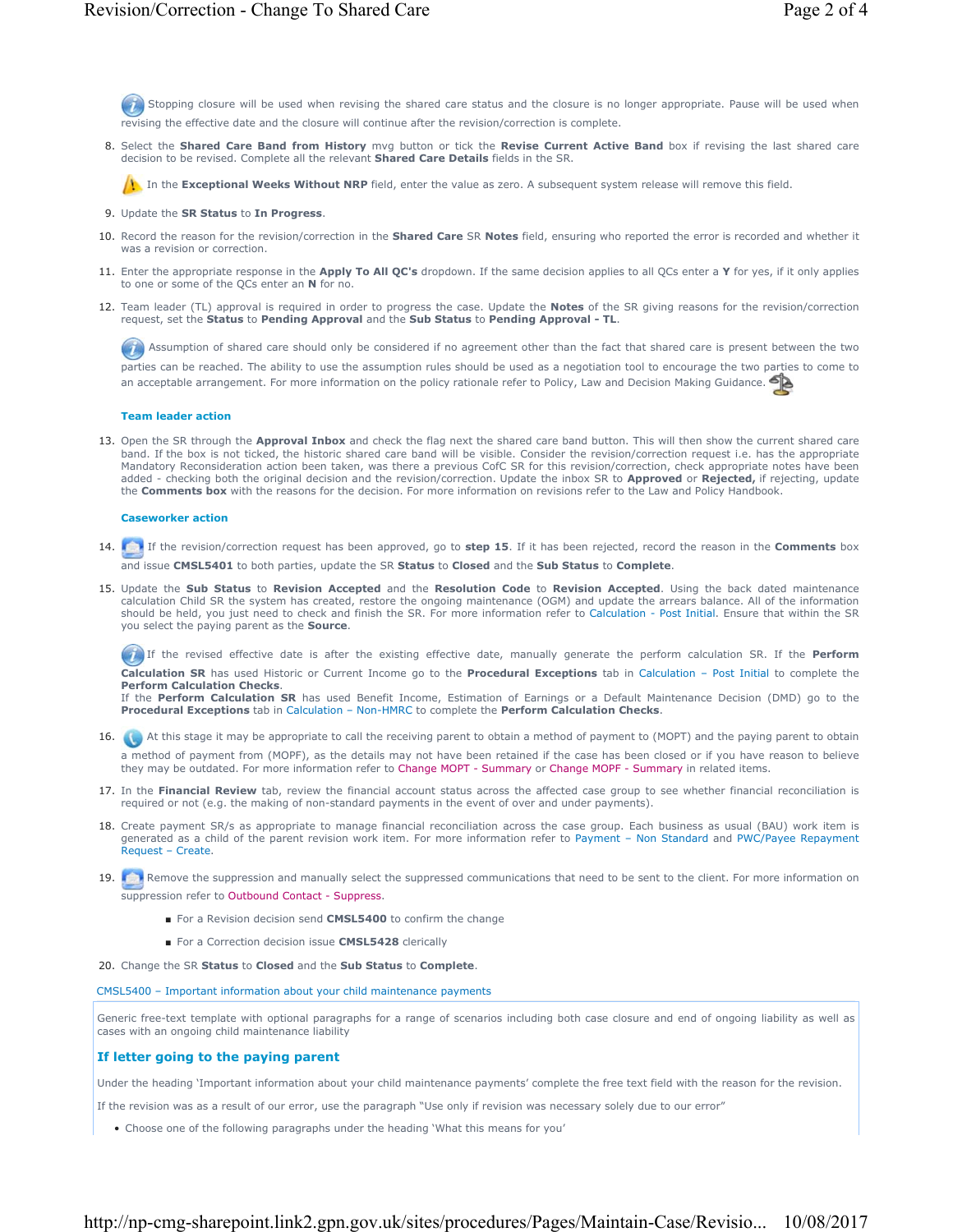Stopping closure will be used when revising the shared care status and the closure is no longer appropriate. Pause will be used when revising the effective date and the closure will continue after the revision/correction is complete.

8. Select the **Shared Care Band from History** mvg button or tick the **Revise Current Active Band** box if revising the last shared care decision to be revised. Complete all the relevant **Shared Care Details** fields in the SR.

   In the **Exceptional Weeks Without NRP** field, enter the value as zero. A subsequent system release will remove this field.

9. Update the **SR Status** to **In Progress**.
10. Record the reason for the revision/correction in the **Shared Care** SR **Notes** field, ensuring who reported the error is recorded and whether it was a revision or correction.
11. Enter the appropriate response in the **Apply To All QC's** dropdown. If the same decision applies to all QCs enter a **Y** for yes, if it only applies to one or some of the QCs enter an **N** for no.
12. Team leader (TL) approval is required in order to progress the case. Update the **Notes** of the SR giving reasons for the revision/correction request, set the **Status** to **Pending Approval** and the **Sub Status** to **Pending Approval - TL**.

    Assumption of shared care should only be considered if no agreement other than the fact that shared care is present between the two parties can be reached. The ability to use the assumption rules should be used as a negotiation tool to encourage the two parties to come to an acceptable arrangement. For more information on the policy rationale refer to Policy, Law and Decision Making Guidance.

### Team leader action

13. Open the SR through the **Approval Inbox** and check the flag next the shared care band button. This will then show the current shared care band. If the box is not ticked, the historic shared care band will be visible. Consider the revision/correction request i.e. has the appropriate Mandatory Reconsideration action been taken, was there a previous CofC SR for this revision/correction, check appropriate notes have been added - checking both the original decision and the revision/correction. Update the inbox SR to **Approved** or **Rejected,** if rejecting, update the **Comments box** with the reasons for the decision. For more information on revisions refer to the Law and Policy Handbook.

### Caseworker action

14. If the revision/correction request has been approved, go to **step 15**. If it has been rejected, record the reason in the **Comments** box and issue **CMSL5401** to both parties, update the SR **Status** to **Closed** and the **Sub Status** to **Complete**.
15. Update the **Sub Status** to **Revision Accepted** and the **Resolution Code** to **Revision Accepted**. Using the back dated maintenance calculation Child SR the system has created, restore the ongoing maintenance (OGM) and update the arrears balance. All of the information should be held, you just need to check and finish the SR. For more information refer to Calculation - Post Initial. Ensure that within the SR you select the paying parent as the **Source**.

    If the revised effective date is after the existing effective date, manually generate the perform calculation SR. If the **Perform Calculation SR** has used Historic or Current Income go to the **Procedural Exceptions** tab in Calculation – Post Initial to complete the **Perform Calculation Checks**.
    If the **Perform Calculation SR** has used Benefit Income, Estimation of Earnings or a Default Maintenance Decision (DMD) go to the **Procedural Exceptions** tab in Calculation – Non-HMRC to complete the **Perform Calculation Checks**.

16. At this stage it may be appropriate to call the receiving parent to obtain a method of payment to (MOPT) and the paying parent to obtain a method of payment from (MOPF), as the details may not have been retained if the case has been closed or if you have reason to believe they may be outdated. For more information refer to Change MOPT - Summary or Change MOPF - Summary in related items.
17. In the **Financial Review** tab, review the financial account status across the affected case group to see whether financial reconciliation is required or not (e.g. the making of non-standard payments in the event of over and under payments).
18. Create payment SR/s as appropriate to manage financial reconciliation across the case group. Each business as usual (BAU) work item is generated as a child of the parent revision work item. For more information refer to Payment – Non Standard and PWC/Payee Repayment Request – Create.
19. Remove the suppression and manually select the suppressed communications that need to be sent to the client. For more information on suppression refer to Outbound Contact - Suppress.
    - For a Revision decision send **CMSL5400** to confirm the change
    - For a Correction decision issue **CMSL5428** clerically
20. Change the SR **Status** to **Closed** and the **Sub Status** to **Complete**.

CMSL5400 – Important information about your child maintenance payments

Generic free-text template with optional paragraphs for a range of scenarios including both case closure and end of ongoing liability as well as cases with an ongoing child maintenance liability

### If letter going to the paying parent

Under the heading 'Important information about your child maintenance payments' complete the free text field with the reason for the revision.

If the revision was as a result of our error, use the paragraph "Use only if revision was necessary solely due to our error"

- Choose one of the following paragraphs under the heading 'What this means for you'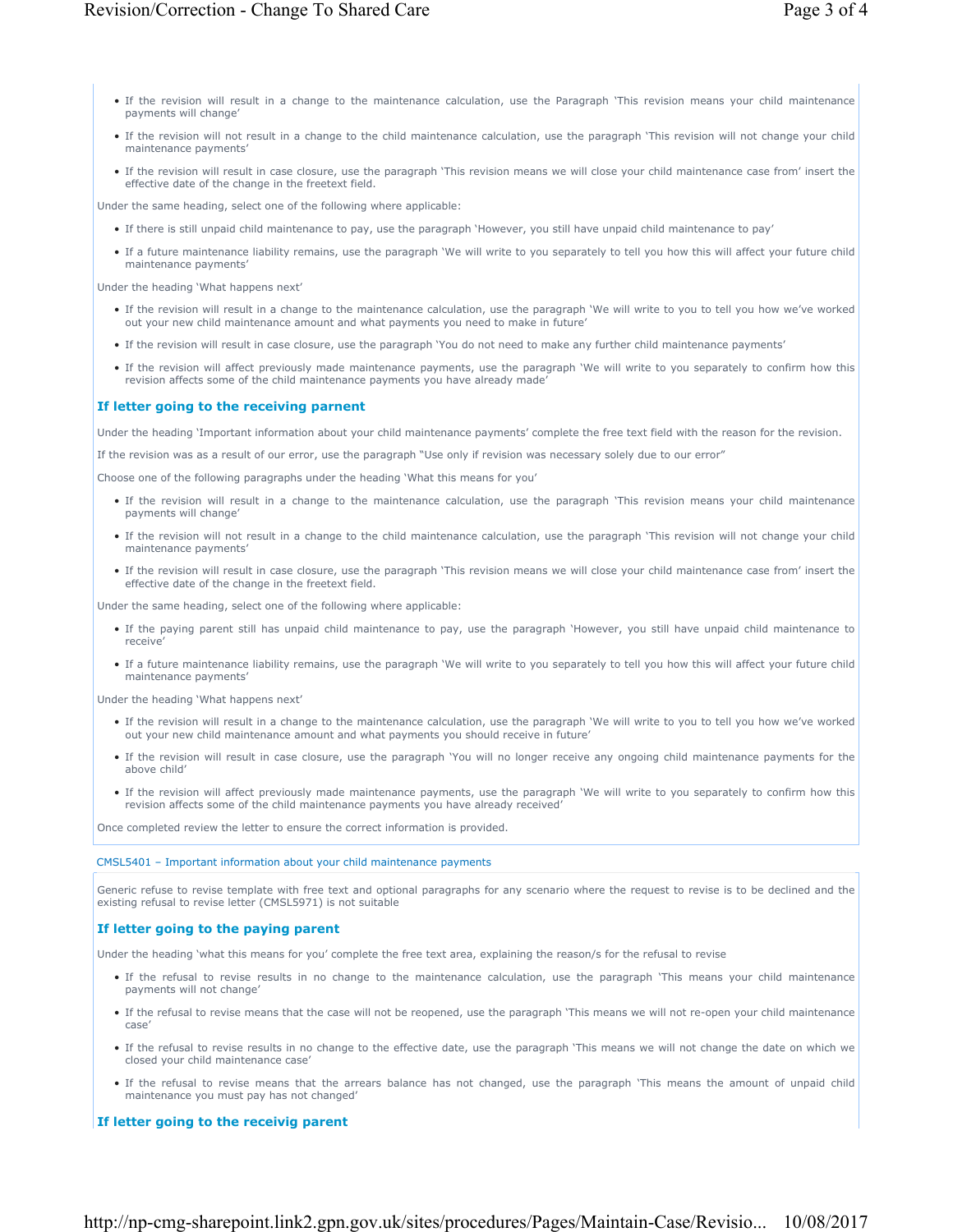- If the revision will result in a change to the maintenance calculation, use the Paragraph 'This revision means your child maintenance payments will change'
- If the revision will not result in a change to the child maintenance calculation, use the paragraph 'This revision will not change your child maintenance payments'
- If the revision will result in case closure, use the paragraph 'This revision means we will close your child maintenance case from' insert the effective date of the change in the freetext field.

Under the same heading, select one of the following where applicable:

- If there is still unpaid child maintenance to pay, use the paragraph 'However, you still have unpaid child maintenance to pay'
- If a future maintenance liability remains, use the paragraph 'We will write to you separately to tell you how this will affect your future child maintenance payments'

Under the heading 'What happens next'

- If the revision will result in a change to the maintenance calculation, use the paragraph 'We will write to you to tell you how we've worked out your new child maintenance amount and what payments you need to make in future'
- If the revision will result in case closure, use the paragraph 'You do not need to make any further child maintenance payments'
- If the revision will affect previously made maintenance payments, use the paragraph 'We will write to you separately to confirm how this revision affects some of the child maintenance payments you have already made'

### If letter going to the receiving parnent

Under the heading 'Important information about your child maintenance payments' complete the free text field with the reason for the revision.

If the revision was as a result of our error, use the paragraph "Use only if revision was necessary solely due to our error"

Choose one of the following paragraphs under the heading 'What this means for you'

- If the revision will result in a change to the maintenance calculation, use the paragraph 'This revision means your child maintenance payments will change'
- If the revision will not result in a change to the child maintenance calculation, use the paragraph 'This revision will not change your child maintenance payments'
- If the revision will result in case closure, use the paragraph 'This revision means we will close your child maintenance case from' insert the effective date of the change in the freetext field.

Under the same heading, select one of the following where applicable:

- If the paying parent still has unpaid child maintenance to pay, use the paragraph 'However, you still have unpaid child maintenance to receive'
- If a future maintenance liability remains, use the paragraph 'We will write to you separately to tell you how this will affect your future child maintenance payments'

Under the heading 'What happens next'

- If the revision will result in a change to the maintenance calculation, use the paragraph 'We will write to you to tell you how we've worked out your new child maintenance amount and what payments you should receive in future'
- If the revision will result in case closure, use the paragraph 'You will no longer receive any ongoing child maintenance payments for the above child'
- If the revision will affect previously made maintenance payments, use the paragraph 'We will write to you separately to confirm how this revision affects some of the child maintenance payments you have already received'

Once completed review the letter to ensure the correct information is provided.

CMSL5401 – Important information about your child maintenance payments

Generic refuse to revise template with free text and optional paragraphs for any scenario where the request to revise is to be declined and the existing refusal to revise letter (CMSL5971) is not suitable

### If letter going to the paying parent

Under the heading 'what this means for you' complete the free text area, explaining the reason/s for the refusal to revise

- If the refusal to revise results in no change to the maintenance calculation, use the paragraph 'This means your child maintenance payments will not change'
- If the refusal to revise means that the case will not be reopened, use the paragraph 'This means we will not re-open your child maintenance case'
- If the refusal to revise results in no change to the effective date, use the paragraph 'This means we will not change the date on which we closed your child maintenance case'
- If the refusal to revise means that the arrears balance has not changed, use the paragraph 'This means the amount of unpaid child maintenance you must pay has not changed'

### If letter going to the receivig parent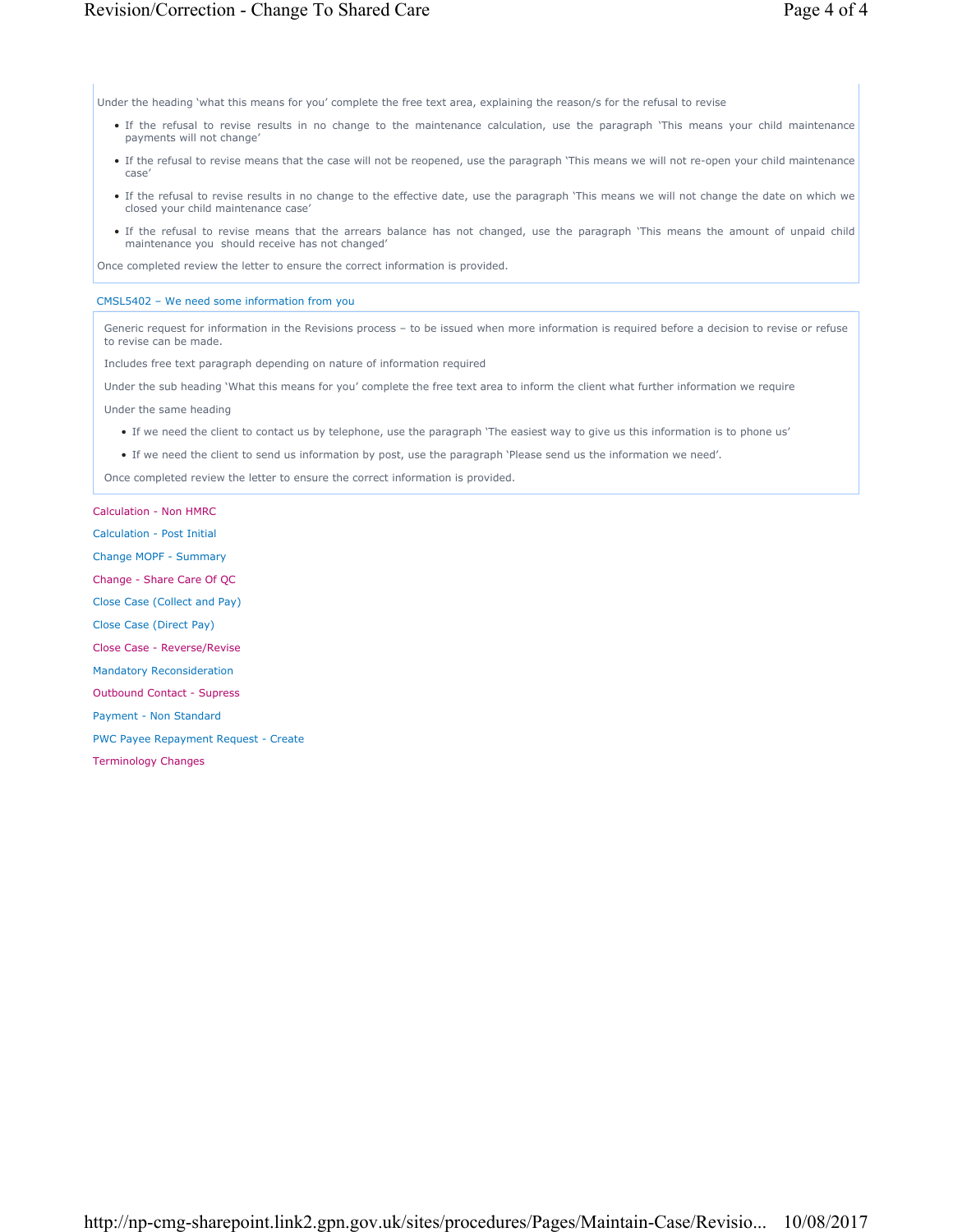Under the heading 'what this means for you' complete the free text area, explaining the reason/s for the refusal to revise

- If the refusal to revise results in no change to the maintenance calculation, use the paragraph 'This means your child maintenance payments will not change'
- If the refusal to revise means that the case will not be reopened, use the paragraph 'This means we will not re-open your child maintenance case'
- If the refusal to revise results in no change to the effective date, use the paragraph 'This means we will not change the date on which we closed your child maintenance case'
- If the refusal to revise means that the arrears balance has not changed, use the paragraph 'This means the amount of unpaid child maintenance you should receive has not changed'

Once completed review the letter to ensure the correct information is provided.

CMSL5402 – We need some information from you

Generic request for information in the Revisions process – to be issued when more information is required before a decision to revise or refuse to revise can be made.

Includes free text paragraph depending on nature of information required

Under the sub heading 'What this means for you' complete the free text area to inform the client what further information we require

Under the same heading

- If we need the client to contact us by telephone, use the paragraph 'The easiest way to give us this information is to phone us'
- If we need the client to send us information by post, use the paragraph 'Please send us the information we need'.

Once completed review the letter to ensure the correct information is provided.

Calculation - Non HMRC

Calculation - Post Initial

Change MOPF - Summary

Change - Share Care Of QC

Close Case (Collect and Pay)

Close Case (Direct Pay)

Close Case - Reverse/Revise

Mandatory Reconsideration

Outbound Contact - Supress

Payment - Non Standard

PWC Payee Repayment Request - Create

Terminology Changes